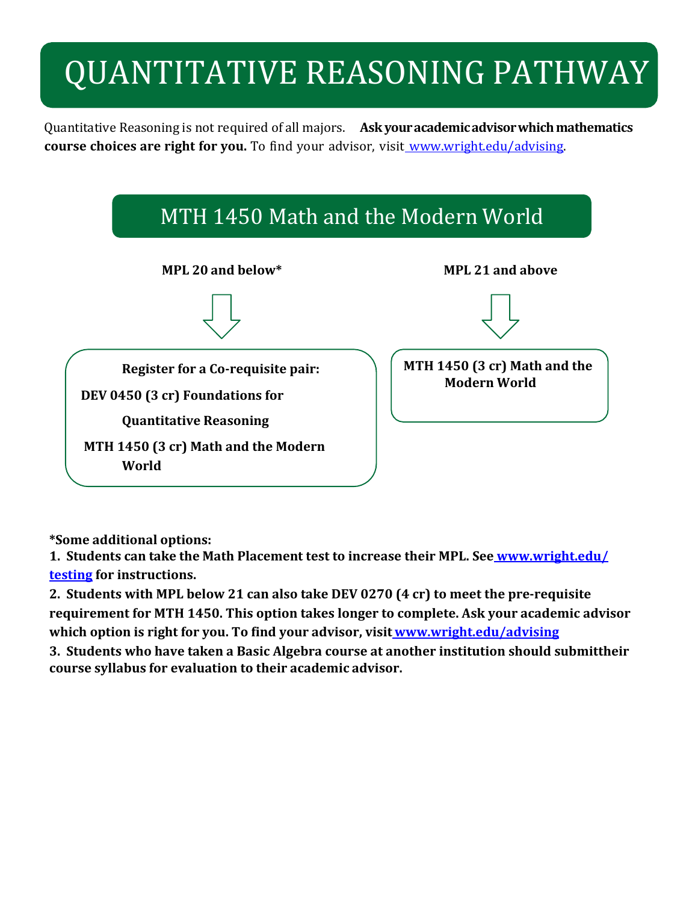# QUANTITATIVE REASONING PATHWAY

Quantitative Reasoning is not required of all majors. **Ask your academic advisor which mathematics course choices are right for you.** To find your advisor, visit [www.wright.edu/advising](www.wright.edu/advising).

## MTH 1450 Math and the Modern World

**MPL 20 and below***

⇩

**Register for a Co-requisite pair:**

**DEV 0450 (3 cr) Foundations for Quantitative Reasoning**

**MTH 1450 (3 cr) Math and the Modern World**

**MPL 21 and above**

⇩

**MTH 1450 (3 cr) Math and the Modern World**

**\*Some additional options:**

1. **Students can take the Math Placement test to increase their MPL. See [www.wright.edu/testing](www.wright.edu/testing) for instructions.**
2. **Students with MPL below 21 can also take DEV 0270 (4 cr) to meet the pre-requisite requirement for MTH 1450. This option takes longer to complete. Ask your academic advisor which option is right for you. To find your advisor, visit [www.wright.edu/advising](www.wright.edu/advising)**
3. **Students who have taken a Basic Algebra course at another institution should submittheir course syllabus for evaluation to their academic advisor.**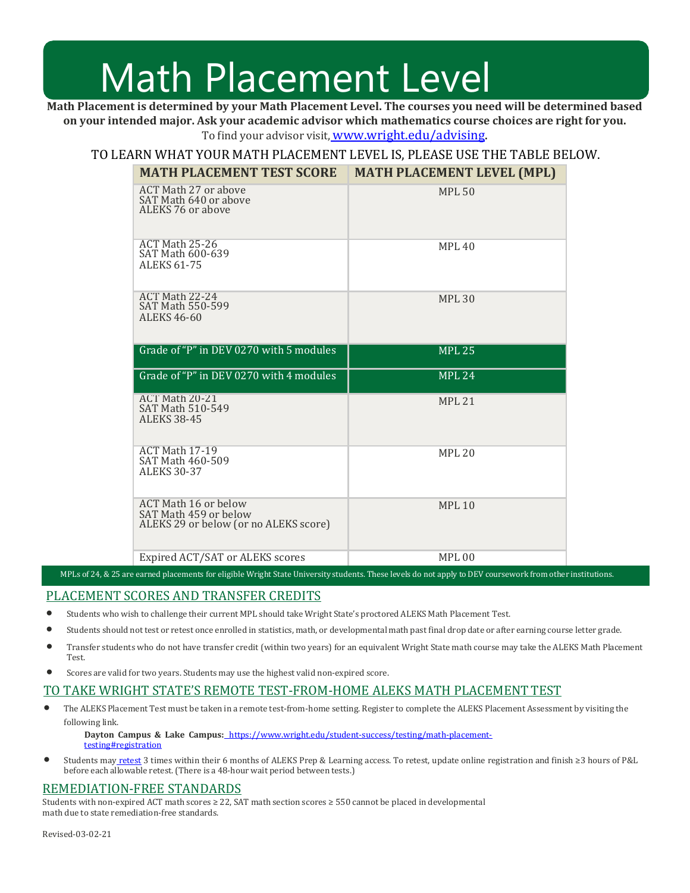# Math Placement Level

**Math Placement is determined by your Math Placement Level. The courses you need will be determined based on your intended major. Ask your academic advisor which mathematics course choices are right for you.**

To find your advisor visit, www.wright.edu/advising.

TO LEARN WHAT YOUR MATH PLACEMENT LEVEL IS, PLEASE USE THE TABLE BELOW.

| MATH PLACEMENT TEST SCORE | MATH PLACEMENT LEVEL (MPL) |
|---|---|
| ACT Math 27 or above<br>SAT Math 640 or above<br>ALEKS 76 or above | MPL 50 |
| ACT Math 25-26<br>SAT Math 600-639<br>ALEKS 61-75 | MPL 40 |
| ACT Math 22-24<br>SAT Math 550-599<br>ALEKS 46-60 | MPL 30 |
| Grade of "P" in DEV 0270 with 5 modules | MPL 25 |
| Grade of "P" in DEV 0270 with 4 modules | MPL 24 |
| ACT Math 20-21<br>SAT Math 510-549<br>ALEKS 38-45 | MPL 21 |
| ACT Math 17-19<br>SAT Math 460-509<br>ALEKS 30-37 | MPL 20 |
| ACT Math 16 or below<br>SAT Math 459 or below<br>ALEKS 29 or below (or no ALEKS score) | MPL 10 |
| Expired ACT/SAT or ALEKS scores | MPL 00 |

MPLs of 24, & 25 are earned placements for eligible Wright State University students. These levels do not apply to DEV coursework from other institutions.

## PLACEMENT SCORES AND TRANSFER CREDITS

- Students who wish to challenge their current MPL should take Wright State's proctored ALEKS Math Placement Test.
- Students should not test or retest once enrolled in statistics, math, or developmental math past final drop date or after earning course letter grade.
- Transfer students who do not have transfer credit (within two years) for an equivalent Wright State math course may take the ALEKS Math Placement Test.
- Scores are valid for two years. Students may use the highest valid non-expired score.

## TO TAKE WRIGHT STATE'S REMOTE TEST-FROM-HOME ALEKS MATH PLACEMENT TEST

- The ALEKS Placement Test must be taken in a remote test-from-home setting. Register to complete the ALEKS Placement Assessment by visiting the following link.

  **Dayton Campus & Lake Campus:** https://www.wright.edu/student-success/testing/math-placement-testing#registration

- Students may retest 3 times within their 6 months of ALEKS Prep & Learning access. To retest, update online registration and finish ≥3 hours of P&L before each allowable retest. (There is a 48-hour wait period between tests.)

## REMEDIATION-FREE STANDARDS

Students with non-expired ACT math scores ≥ 22, SAT math section scores ≥ 550 cannot be placed in developmental math due to state remediation-free standards.

Revised-03-02-21